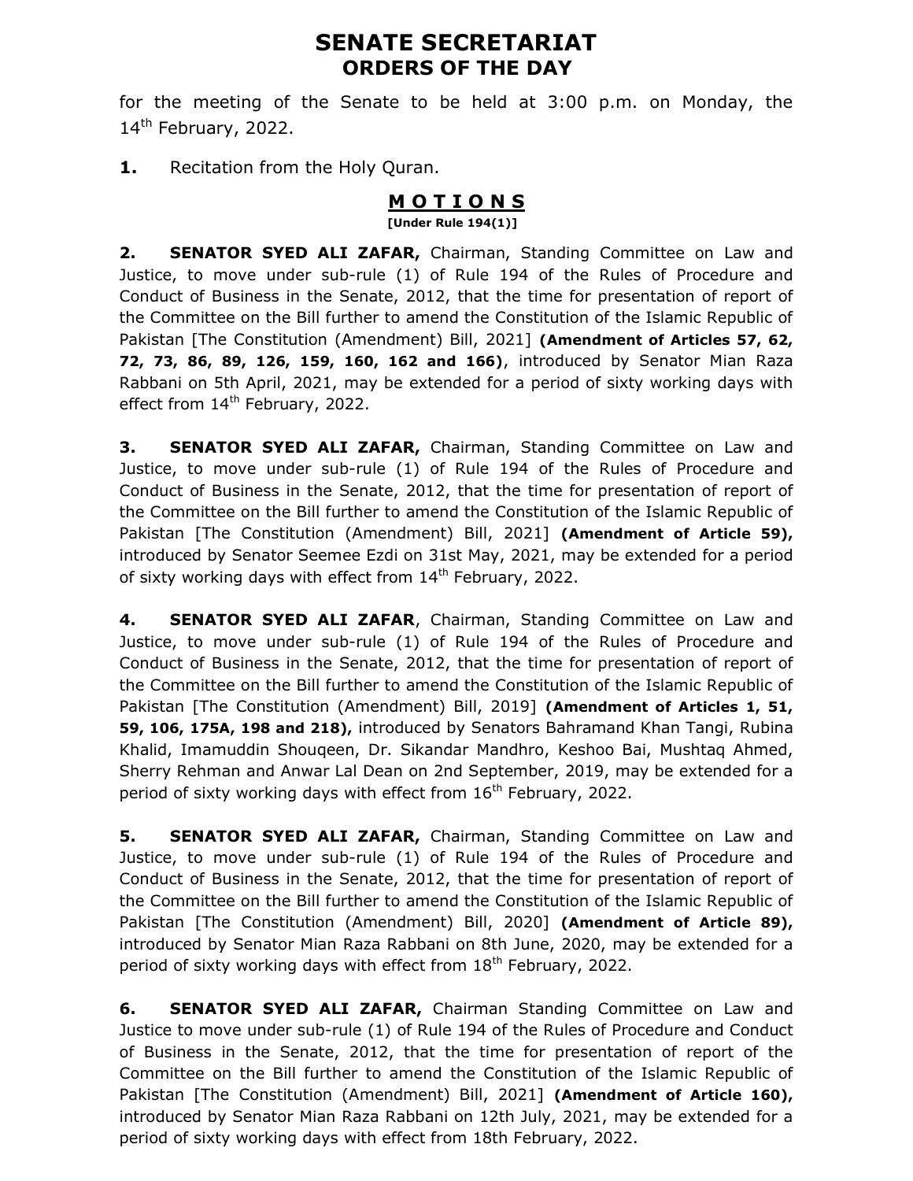# SENATE SECRETARIAT
## ORDERS OF THE DAY

for the meeting of the Senate to be held at 3:00 p.m. on Monday, the 14th February, 2022.

**1.** Recitation from the Holy Quran.

### M O T I O N S
**[Under Rule 194(1)]**

**2. SENATOR SYED ALI ZAFAR,** Chairman, Standing Committee on Law and Justice, to move under sub-rule (1) of Rule 194 of the Rules of Procedure and Conduct of Business in the Senate, 2012, that the time for presentation of report of the Committee on the Bill further to amend the Constitution of the Islamic Republic of Pakistan [The Constitution (Amendment) Bill, 2021] **(Amendment of Articles 57, 62, 72, 73, 86, 89, 126, 159, 160, 162 and 166)**, introduced by Senator Mian Raza Rabbani on 5th April, 2021, may be extended for a period of sixty working days with effect from 14th February, 2022.

**3. SENATOR SYED ALI ZAFAR,** Chairman, Standing Committee on Law and Justice, to move under sub-rule (1) of Rule 194 of the Rules of Procedure and Conduct of Business in the Senate, 2012, that the time for presentation of report of the Committee on the Bill further to amend the Constitution of the Islamic Republic of Pakistan [The Constitution (Amendment) Bill, 2021] **(Amendment of Article 59),** introduced by Senator Seemee Ezdi on 31st May, 2021, may be extended for a period of sixty working days with effect from 14th February, 2022.

**4. SENATOR SYED ALI ZAFAR**, Chairman, Standing Committee on Law and Justice, to move under sub-rule (1) of Rule 194 of the Rules of Procedure and Conduct of Business in the Senate, 2012, that the time for presentation of report of the Committee on the Bill further to amend the Constitution of the Islamic Republic of Pakistan [The Constitution (Amendment) Bill, 2019] **(Amendment of Articles 1, 51, 59, 106, 175A, 198 and 218),** introduced by Senators Bahramand Khan Tangi, Rubina Khalid, Imamuddin Shouqeen, Dr. Sikandar Mandhro, Keshoo Bai, Mushtaq Ahmed, Sherry Rehman and Anwar Lal Dean on 2nd September, 2019, may be extended for a period of sixty working days with effect from 16th February, 2022.

**5. SENATOR SYED ALI ZAFAR,** Chairman, Standing Committee on Law and Justice, to move under sub-rule (1) of Rule 194 of the Rules of Procedure and Conduct of Business in the Senate, 2012, that the time for presentation of report of the Committee on the Bill further to amend the Constitution of the Islamic Republic of Pakistan [The Constitution (Amendment) Bill, 2020] **(Amendment of Article 89),** introduced by Senator Mian Raza Rabbani on 8th June, 2020, may be extended for a period of sixty working days with effect from 18th February, 2022.

**6. SENATOR SYED ALI ZAFAR,** Chairman Standing Committee on Law and Justice to move under sub-rule (1) of Rule 194 of the Rules of Procedure and Conduct of Business in the Senate, 2012, that the time for presentation of report of the Committee on the Bill further to amend the Constitution of the Islamic Republic of Pakistan [The Constitution (Amendment) Bill, 2021] **(Amendment of Article 160),** introduced by Senator Mian Raza Rabbani on 12th July, 2021, may be extended for a period of sixty working days with effect from 18th February, 2022.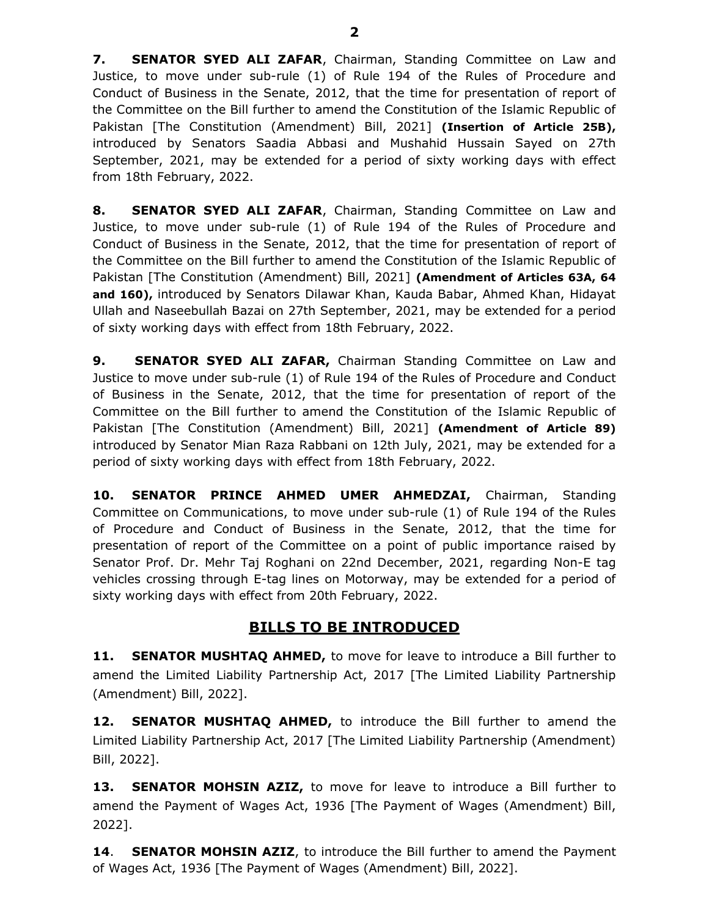**7. SENATOR SYED ALI ZAFAR**, Chairman, Standing Committee on Law and Justice, to move under sub-rule (1) of Rule 194 of the Rules of Procedure and Conduct of Business in the Senate, 2012, that the time for presentation of report of the Committee on the Bill further to amend the Constitution of the Islamic Republic of Pakistan [The Constitution (Amendment) Bill, 2021] **(Insertion of Article 25B),** introduced by Senators Saadia Abbasi and Mushahid Hussain Sayed on 27th September, 2021, may be extended for a period of sixty working days with effect from 18th February, 2022.

**8. SENATOR SYED ALI ZAFAR**, Chairman, Standing Committee on Law and Justice, to move under sub-rule (1) of Rule 194 of the Rules of Procedure and Conduct of Business in the Senate, 2012, that the time for presentation of report of the Committee on the Bill further to amend the Constitution of the Islamic Republic of Pakistan [The Constitution (Amendment) Bill, 2021] **(Amendment of Articles 63A, 64 and 160),** introduced by Senators Dilawar Khan, Kauda Babar, Ahmed Khan, Hidayat Ullah and Naseebullah Bazai on 27th September, 2021, may be extended for a period of sixty working days with effect from 18th February, 2022.

**9. SENATOR SYED ALI ZAFAR,** Chairman Standing Committee on Law and Justice to move under sub-rule (1) of Rule 194 of the Rules of Procedure and Conduct of Business in the Senate, 2012, that the time for presentation of report of the Committee on the Bill further to amend the Constitution of the Islamic Republic of Pakistan [The Constitution (Amendment) Bill, 2021] **(Amendment of Article 89)** introduced by Senator Mian Raza Rabbani on 12th July, 2021, may be extended for a period of sixty working days with effect from 18th February, 2022.

**10. SENATOR PRINCE AHMED UMER AHMEDZAI,** Chairman, Standing Committee on Communications, to move under sub-rule (1) of Rule 194 of the Rules of Procedure and Conduct of Business in the Senate, 2012, that the time for presentation of report of the Committee on a point of public importance raised by Senator Prof. Dr. Mehr Taj Roghani on 22nd December, 2021, regarding Non-E tag vehicles crossing through E-tag lines on Motorway, may be extended for a period of sixty working days with effect from 20th February, 2022.

## BILLS TO BE INTRODUCED

**11. SENATOR MUSHTAQ AHMED,** to move for leave to introduce a Bill further to amend the Limited Liability Partnership Act, 2017 [The Limited Liability Partnership (Amendment) Bill, 2022].

**12. SENATOR MUSHTAQ AHMED,** to introduce the Bill further to amend the Limited Liability Partnership Act, 2017 [The Limited Liability Partnership (Amendment) Bill, 2022].

**13. SENATOR MOHSIN AZIZ,** to move for leave to introduce a Bill further to amend the Payment of Wages Act, 1936 [The Payment of Wages (Amendment) Bill, 2022].

**14. SENATOR MOHSIN AZIZ**, to introduce the Bill further to amend the Payment of Wages Act, 1936 [The Payment of Wages (Amendment) Bill, 2022].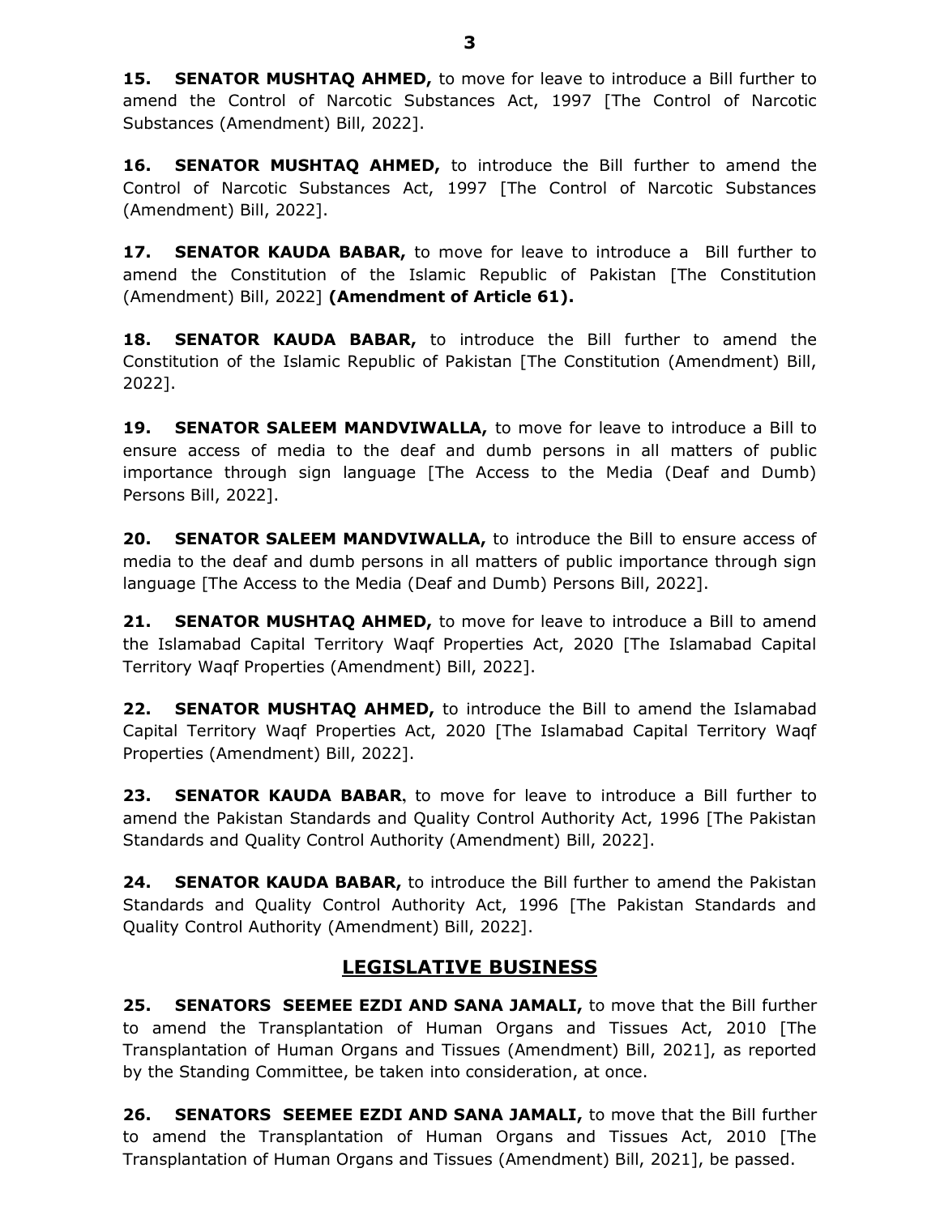**15. SENATOR MUSHTAQ AHMED,** to move for leave to introduce a Bill further to amend the Control of Narcotic Substances Act, 1997 [The Control of Narcotic Substances (Amendment) Bill, 2022].

**16. SENATOR MUSHTAQ AHMED,** to introduce the Bill further to amend the Control of Narcotic Substances Act, 1997 [The Control of Narcotic Substances (Amendment) Bill, 2022].

**17. SENATOR KAUDA BABAR,** to move for leave to introduce a Bill further to amend the Constitution of the Islamic Republic of Pakistan [The Constitution (Amendment) Bill, 2022] **(Amendment of Article 61).**

**18. SENATOR KAUDA BABAR,** to introduce the Bill further to amend the Constitution of the Islamic Republic of Pakistan [The Constitution (Amendment) Bill, 2022].

**19. SENATOR SALEEM MANDVIWALLA,** to move for leave to introduce a Bill to ensure access of media to the deaf and dumb persons in all matters of public importance through sign language [The Access to the Media (Deaf and Dumb) Persons Bill, 2022].

**20. SENATOR SALEEM MANDVIWALLA,** to introduce the Bill to ensure access of media to the deaf and dumb persons in all matters of public importance through sign language [The Access to the Media (Deaf and Dumb) Persons Bill, 2022].

**21. SENATOR MUSHTAQ AHMED,** to move for leave to introduce a Bill to amend the Islamabad Capital Territory Waqf Properties Act, 2020 [The Islamabad Capital Territory Waqf Properties (Amendment) Bill, 2022].

**22. SENATOR MUSHTAQ AHMED,** to introduce the Bill to amend the Islamabad Capital Territory Waqf Properties Act, 2020 [The Islamabad Capital Territory Waqf Properties (Amendment) Bill, 2022].

**23. SENATOR KAUDA BABAR**, to move for leave to introduce a Bill further to amend the Pakistan Standards and Quality Control Authority Act, 1996 [The Pakistan Standards and Quality Control Authority (Amendment) Bill, 2022].

**24. SENATOR KAUDA BABAR,** to introduce the Bill further to amend the Pakistan Standards and Quality Control Authority Act, 1996 [The Pakistan Standards and Quality Control Authority (Amendment) Bill, 2022].

## LEGISLATIVE BUSINESS

**25. SENATORS SEEMEE EZDI AND SANA JAMALI,** to move that the Bill further to amend the Transplantation of Human Organs and Tissues Act, 2010 [The Transplantation of Human Organs and Tissues (Amendment) Bill, 2021], as reported by the Standing Committee, be taken into consideration, at once.

**26. SENATORS SEEMEE EZDI AND SANA JAMALI,** to move that the Bill further to amend the Transplantation of Human Organs and Tissues Act, 2010 [The Transplantation of Human Organs and Tissues (Amendment) Bill, 2021], be passed.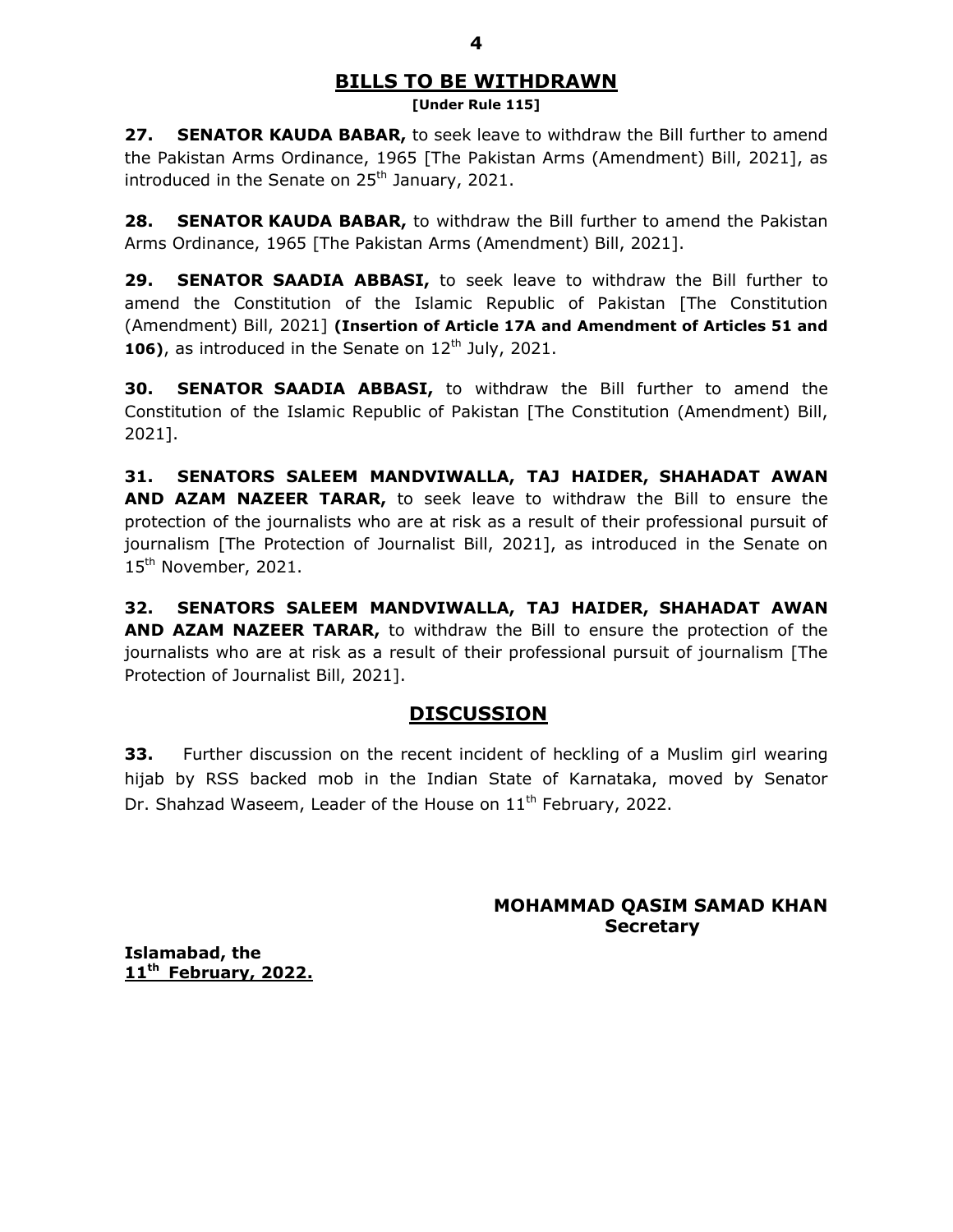## BILLS TO BE WITHDRAWN

**[Under Rule 115]**

**27. SENATOR KAUDA BABAR,** to seek leave to withdraw the Bill further to amend the Pakistan Arms Ordinance, 1965 [The Pakistan Arms (Amendment) Bill, 2021], as introduced in the Senate on 25th January, 2021.

**28. SENATOR KAUDA BABAR,** to withdraw the Bill further to amend the Pakistan Arms Ordinance, 1965 [The Pakistan Arms (Amendment) Bill, 2021].

**29. SENATOR SAADIA ABBASI,** to seek leave to withdraw the Bill further to amend the Constitution of the Islamic Republic of Pakistan [The Constitution (Amendment) Bill, 2021] **(Insertion of Article 17A and Amendment of Articles 51 and 106)**, as introduced in the Senate on 12th July, 2021.

**30. SENATOR SAADIA ABBASI,** to withdraw the Bill further to amend the Constitution of the Islamic Republic of Pakistan [The Constitution (Amendment) Bill, 2021].

**31. SENATORS SALEEM MANDVIWALLA, TAJ HAIDER, SHAHADAT AWAN AND AZAM NAZEER TARAR,** to seek leave to withdraw the Bill to ensure the protection of the journalists who are at risk as a result of their professional pursuit of journalism [The Protection of Journalist Bill, 2021], as introduced in the Senate on 15th November, 2021.

**32. SENATORS SALEEM MANDVIWALLA, TAJ HAIDER, SHAHADAT AWAN AND AZAM NAZEER TARAR,** to withdraw the Bill to ensure the protection of the journalists who are at risk as a result of their professional pursuit of journalism [The Protection of Journalist Bill, 2021].

## DISCUSSION

**33.** Further discussion on the recent incident of heckling of a Muslim girl wearing hijab by RSS backed mob in the Indian State of Karnataka, moved by Senator Dr. Shahzad Waseem, Leader of the House on 11th February, 2022.

**MOHAMMAD QASIM SAMAD KHAN**
**Secretary**

**Islamabad, the**
**11th February, 2022.**